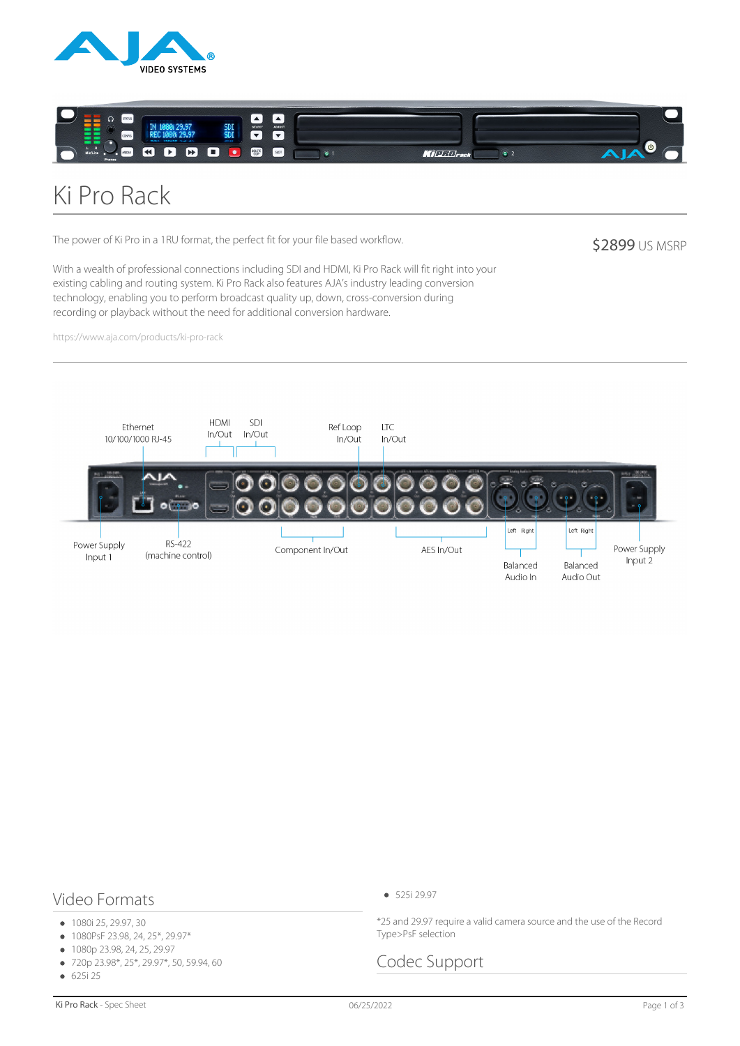# Ki Pro Rack

The power of Ki Pro in a 1RU format, the perfect fit for your file based workflow.

$2899 US MSRP

With a wealth of professional connections including SDI and HDMI, Ki Pro Rack will fit right into your existing cabling and routing system. Ki Pro Rack also features AJA's industry leading conversion technology, enabling you to perform broadcast quality up, down, cross-conversion during recording or playback without the need for additional conversion hardware.

https://www.aja.com/products/ki-pro-rack

Ethernet 10/100/1000 RJ-45

HDMI In/Out

SDI In/Out

Ref Loop In/Out

LTC In/Out

Power Supply Input 1

RS-422 (machine control)

Component In/Out

AES In/Out

Balanced Audio In

Balanced Audio Out

Power Supply Input 2

## Video Formats

- 1080i 25, 29.97, 30
- 1080PsF 23.98, 24, 25*, 29.97*
- 1080p 23.98, 24, 25, 29.97
- 720p 23.98*, 25*, 29.97*, 50, 59.94, 60
- 625i 25
- 525i 29.97

*25 and 29.97 require a valid camera source and the use of the Record Type>PsF selection

## Codec Support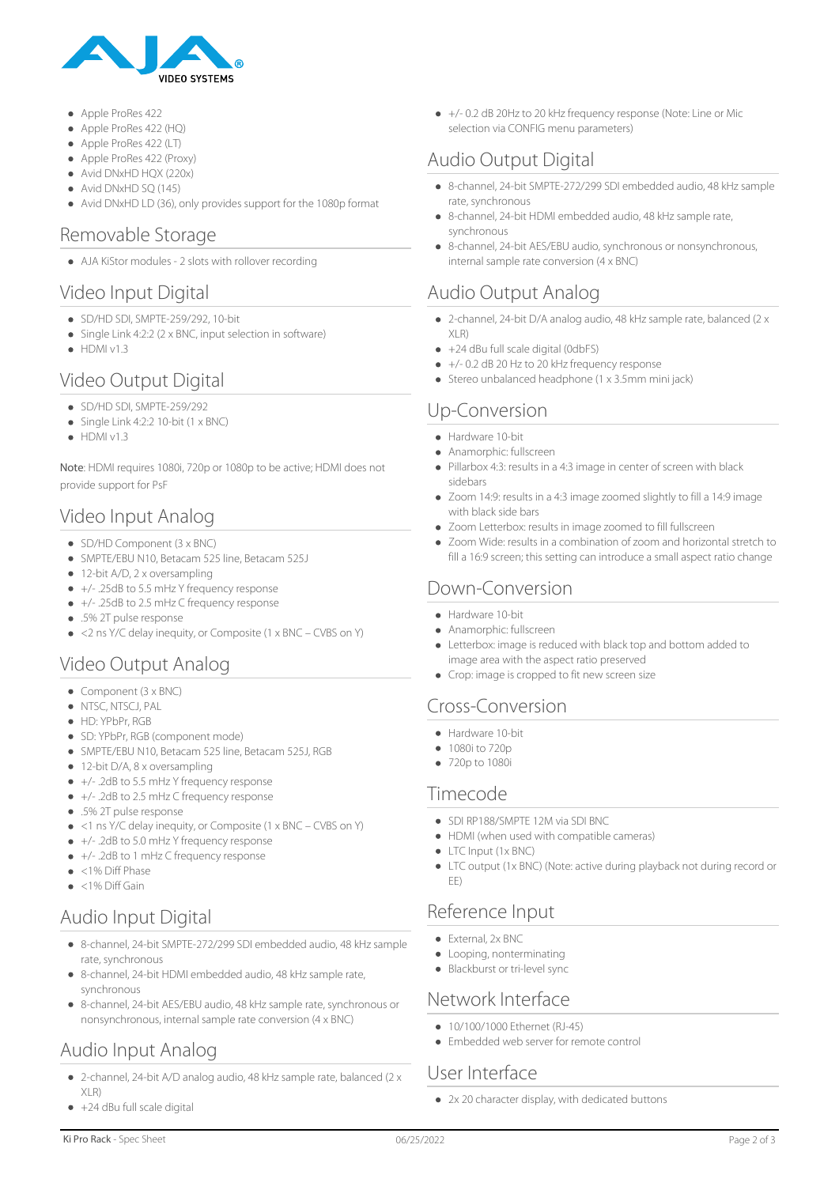- Apple ProRes 422
- Apple ProRes 422 (HQ)
- Apple ProRes 422 (LT)
- Apple ProRes 422 (Proxy)
- Avid DNxHD HQX (220x)
- Avid DNxHD SQ (145)
- Avid DNxHD LD (36), only provides support for the 1080p format

## Removable Storage

- AJA KiStor modules - 2 slots with rollover recording

## Video Input Digital

- SD/HD SDI, SMPTE-259/292, 10-bit
- Single Link 4:2:2 (2 x BNC, input selection in software)
- HDMI v1.3

## Video Output Digital

- SD/HD SDI, SMPTE-259/292
- Single Link 4:2:2 10-bit (1 x BNC)
- HDMI v1.3

Note: HDMI requires 1080i, 720p or 1080p to be active; HDMI does not provide support for PsF

## Video Input Analog

- SD/HD Component (3 x BNC)
- SMPTE/EBU N10, Betacam 525 line, Betacam 525J
- 12-bit A/D, 2 x oversampling
- +/- .25dB to 5.5 mHz Y frequency response
- +/- .25dB to 2.5 mHz C frequency response
- .5% 2T pulse response
- <2 ns Y/C delay inequity, or Composite (1 x BNC – CVBS on Y)

## Video Output Analog

- Component (3 x BNC)
- NTSC, NTSCJ, PAL
- HD: YPbPr, RGB
- SD: YPbPr, RGB (component mode)
- SMPTE/EBU N10, Betacam 525 line, Betacam 525J, RGB
- 12-bit D/A, 8 x oversampling
- +/- .2dB to 5.5 mHz Y frequency response
- +/- .2dB to 2.5 mHz C frequency response
- .5% 2T pulse response
- <1 ns Y/C delay inequity, or Composite (1 x BNC – CVBS on Y)
- +/- .2dB to 5.0 mHz Y frequency response
- +/- .2dB to 1 mHz C frequency response
- <1% Diff Phase
- <1% Diff Gain

## Audio Input Digital

- 8-channel, 24-bit SMPTE-272/299 SDI embedded audio, 48 kHz sample rate, synchronous
- 8-channel, 24-bit HDMI embedded audio, 48 kHz sample rate, synchronous
- 8-channel, 24-bit AES/EBU audio, 48 kHz sample rate, synchronous or nonsynchronous, internal sample rate conversion (4 x BNC)

## Audio Input Analog

- 2-channel, 24-bit A/D analog audio, 48 kHz sample rate, balanced (2 x XLR)
- +24 dBu full scale digital
- +/- 0.2 dB 20Hz to 20 kHz frequency response (Note: Line or Mic selection via CONFIG menu parameters)

## Audio Output Digital

- 8-channel, 24-bit SMPTE-272/299 SDI embedded audio, 48 kHz sample rate, synchronous
- 8-channel, 24-bit HDMI embedded audio, 48 kHz sample rate, synchronous
- 8-channel, 24-bit AES/EBU audio, synchronous or nonsynchronous, internal sample rate conversion (4 x BNC)

## Audio Output Analog

- 2-channel, 24-bit D/A analog audio, 48 kHz sample rate, balanced (2 x XLR)
- +24 dBu full scale digital (0dbFS)
- +/- 0.2 dB 20 Hz to 20 kHz frequency response
- Stereo unbalanced headphone (1 x 3.5mm mini jack)

## Up-Conversion

- Hardware 10-bit
- Anamorphic: fullscreen
- Pillarbox 4:3: results in a 4:3 image in center of screen with black sidebars
- Zoom 14:9: results in a 4:3 image zoomed slightly to fill a 14:9 image with black side bars
- Zoom Letterbox: results in image zoomed to fill fullscreen
- Zoom Wide: results in a combination of zoom and horizontal stretch to fill a 16:9 screen; this setting can introduce a small aspect ratio change

## Down-Conversion

- Hardware 10-bit
- Anamorphic: fullscreen
- Letterbox: image is reduced with black top and bottom added to image area with the aspect ratio preserved
- Crop: image is cropped to fit new screen size

## Cross-Conversion

- Hardware 10-bit
- 1080i to 720p
- 720p to 1080i

## Timecode

- SDI RP188/SMPTE 12M via SDI BNC
- HDMI (when used with compatible cameras)
- LTC Input (1x BNC)
- LTC output (1x BNC) (Note: active during playback not during record or EE)

## Reference Input

- External, 2x BNC
- Looping, nonterminating
- Blackburst or tri-level sync

## Network Interface

- 10/100/1000 Ethernet (RJ-45)
- Embedded web server for remote control

## User Interface

- 2x 20 character display, with dedicated buttons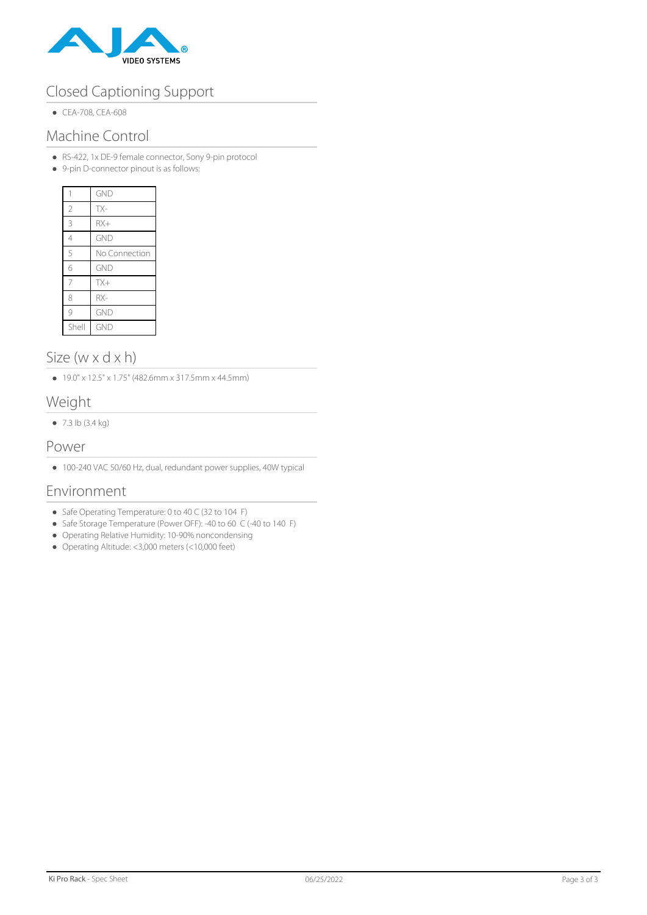## Closed Captioning Support

- CEA-708, CEA-608

## Machine Control

- RS-422, 1x DE-9 female connector, Sony 9-pin protocol
- 9-pin D-connector pinout is as follows:

| | |
|---|---|
| 1 | GND |
| 2 | TX- |
| 3 | RX+ |
| 4 | GND |
| 5 | No Connection |
| 6 | GND |
| 7 | TX+ |
| 8 | RX- |
| 9 | GND |
| Shell | GND |

## Size (w x d x h)

- 19.0" x 12.5" x 1.75" (482.6mm x 317.5mm x 44.5mm)

## Weight

- 7.3 lb (3.4 kg)

## Power

- 100-240 VAC 50/60 Hz, dual, redundant power supplies, 40W typical

## Environment

- Safe Operating Temperature: 0 to 40 C (32 to 104 F)
- Safe Storage Temperature (Power OFF): -40 to 60 C (-40 to 140 F)
- Operating Relative Humidity: 10-90% noncondensing
- Operating Altitude: <3,000 meters (<10,000 feet)